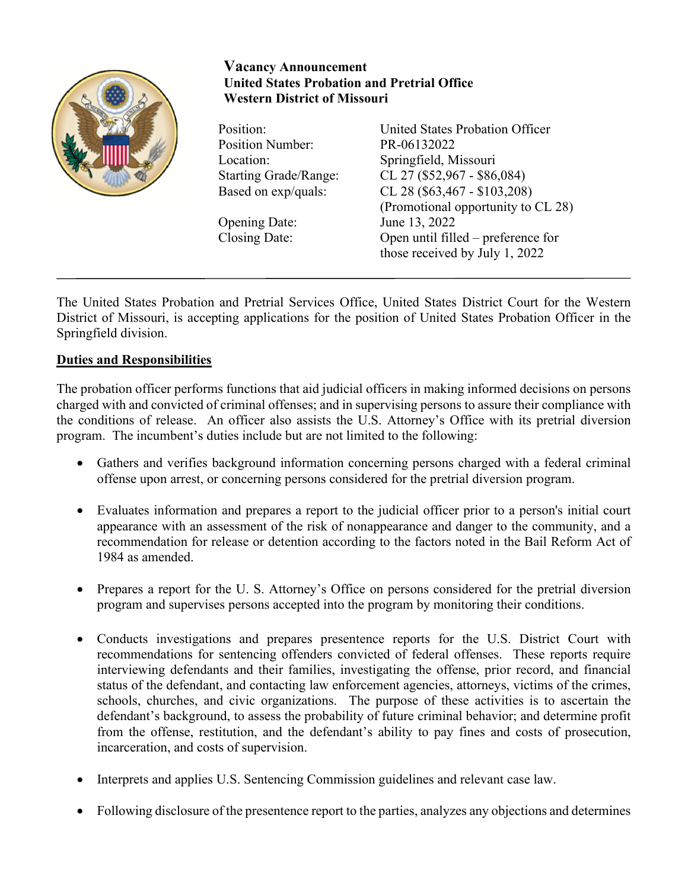# Vacancy Announcement
## United States Probation and Pretrial Office
## Western District of Missouri

| | |
|---|---|
| Position: | United States Probation Officer |
| Position Number: | PR-06132022 |
| Location: | Springfield, Missouri |
| Starting Grade/Range: | CL 27 ($52,967 - $86,084) |
| Based on exp/quals: | CL 28 ($63,467 - $103,208) (Promotional opportunity to CL 28) |
| Opening Date: | June 13, 2022 |
| Closing Date: | Open until filled – preference for those received by July 1, 2022 |

---

The United States Probation and Pretrial Services Office, United States District Court for the Western District of Missouri, is accepting applications for the position of United States Probation Officer in the Springfield division.

**Duties and Responsibilities**

The probation officer performs functions that aid judicial officers in making informed decisions on persons charged with and convicted of criminal offenses; and in supervising persons to assure their compliance with the conditions of release. An officer also assists the U.S. Attorney's Office with its pretrial diversion program. The incumbent's duties include but are not limited to the following:

- Gathers and verifies background information concerning persons charged with a federal criminal offense upon arrest, or concerning persons considered for the pretrial diversion program.

- Evaluates information and prepares a report to the judicial officer prior to a person's initial court appearance with an assessment of the risk of nonappearance and danger to the community, and a recommendation for release or detention according to the factors noted in the Bail Reform Act of 1984 as amended.

- Prepares a report for the U. S. Attorney's Office on persons considered for the pretrial diversion program and supervises persons accepted into the program by monitoring their conditions.

- Conducts investigations and prepares presentence reports for the U.S. District Court with recommendations for sentencing offenders convicted of federal offenses. These reports require interviewing defendants and their families, investigating the offense, prior record, and financial status of the defendant, and contacting law enforcement agencies, attorneys, victims of the crimes, schools, churches, and civic organizations. The purpose of these activities is to ascertain the defendant's background, to assess the probability of future criminal behavior; and determine profit from the offense, restitution, and the defendant's ability to pay fines and costs of prosecution, incarceration, and costs of supervision.

- Interprets and applies U.S. Sentencing Commission guidelines and relevant case law.

- Following disclosure of the presentence report to the parties, analyzes any objections and determines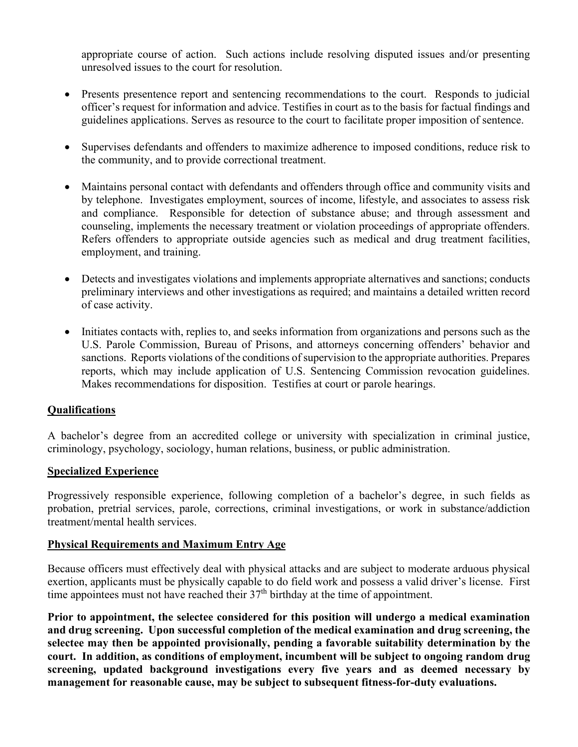appropriate course of action. Such actions include resolving disputed issues and/or presenting unresolved issues to the court for resolution.

- Presents presentence report and sentencing recommendations to the court. Responds to judicial officer's request for information and advice. Testifies in court as to the basis for factual findings and guidelines applications. Serves as resource to the court to facilitate proper imposition of sentence.

- Supervises defendants and offenders to maximize adherence to imposed conditions, reduce risk to the community, and to provide correctional treatment.

- Maintains personal contact with defendants and offenders through office and community visits and by telephone. Investigates employment, sources of income, lifestyle, and associates to assess risk and compliance. Responsible for detection of substance abuse; and through assessment and counseling, implements the necessary treatment or violation proceedings of appropriate offenders. Refers offenders to appropriate outside agencies such as medical and drug treatment facilities, employment, and training.

- Detects and investigates violations and implements appropriate alternatives and sanctions; conducts preliminary interviews and other investigations as required; and maintains a detailed written record of case activity.

- Initiates contacts with, replies to, and seeks information from organizations and persons such as the U.S. Parole Commission, Bureau of Prisons, and attorneys concerning offenders' behavior and sanctions. Reports violations of the conditions of supervision to the appropriate authorities. Prepares reports, which may include application of U.S. Sentencing Commission revocation guidelines. Makes recommendations for disposition. Testifies at court or parole hearings.

## Qualifications

A bachelor's degree from an accredited college or university with specialization in criminal justice, criminology, psychology, sociology, human relations, business, or public administration.

## Specialized Experience

Progressively responsible experience, following completion of a bachelor's degree, in such fields as probation, pretrial services, parole, corrections, criminal investigations, or work in substance/addiction treatment/mental health services.

## Physical Requirements and Maximum Entry Age

Because officers must effectively deal with physical attacks and are subject to moderate arduous physical exertion, applicants must be physically capable to do field work and possess a valid driver's license. First time appointees must not have reached their 37th birthday at the time of appointment.

**Prior to appointment, the selectee considered for this position will undergo a medical examination and drug screening. Upon successful completion of the medical examination and drug screening, the selectee may then be appointed provisionally, pending a favorable suitability determination by the court. In addition, as conditions of employment, incumbent will be subject to ongoing random drug screening, updated background investigations every five years and as deemed necessary by management for reasonable cause, may be subject to subsequent fitness-for-duty evaluations.**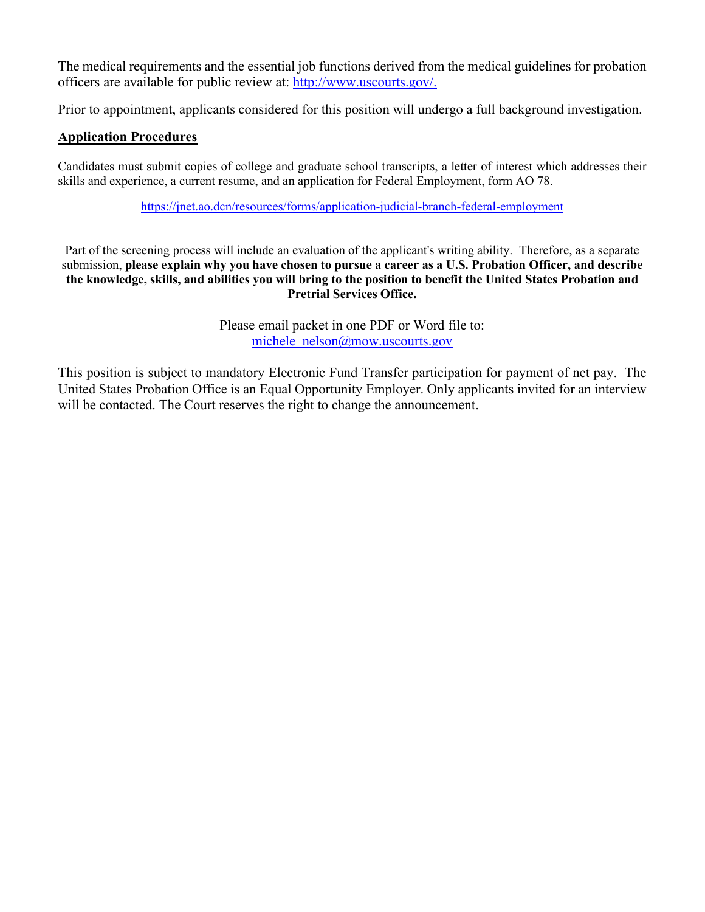The medical requirements and the essential job functions derived from the medical guidelines for probation officers are available for public review at: http://www.uscourts.gov/.

Prior to appointment, applicants considered for this position will undergo a full background investigation.

## Application Procedures

Candidates must submit copies of college and graduate school transcripts, a letter of interest which addresses their skills and experience, a current resume, and an application for Federal Employment, form AO 78.

https://jnet.ao.dcn/resources/forms/application-judicial-branch-federal-employment

Part of the screening process will include an evaluation of the applicant's writing ability. Therefore, as a separate submission, **please explain why you have chosen to pursue a career as a U.S. Probation Officer, and describe the knowledge, skills, and abilities you will bring to the position to benefit the United States Probation and Pretrial Services Office.**

Please email packet in one PDF or Word file to:
michele_nelson@mow.uscourts.gov

This position is subject to mandatory Electronic Fund Transfer participation for payment of net pay. The United States Probation Office is an Equal Opportunity Employer. Only applicants invited for an interview will be contacted. The Court reserves the right to change the announcement.